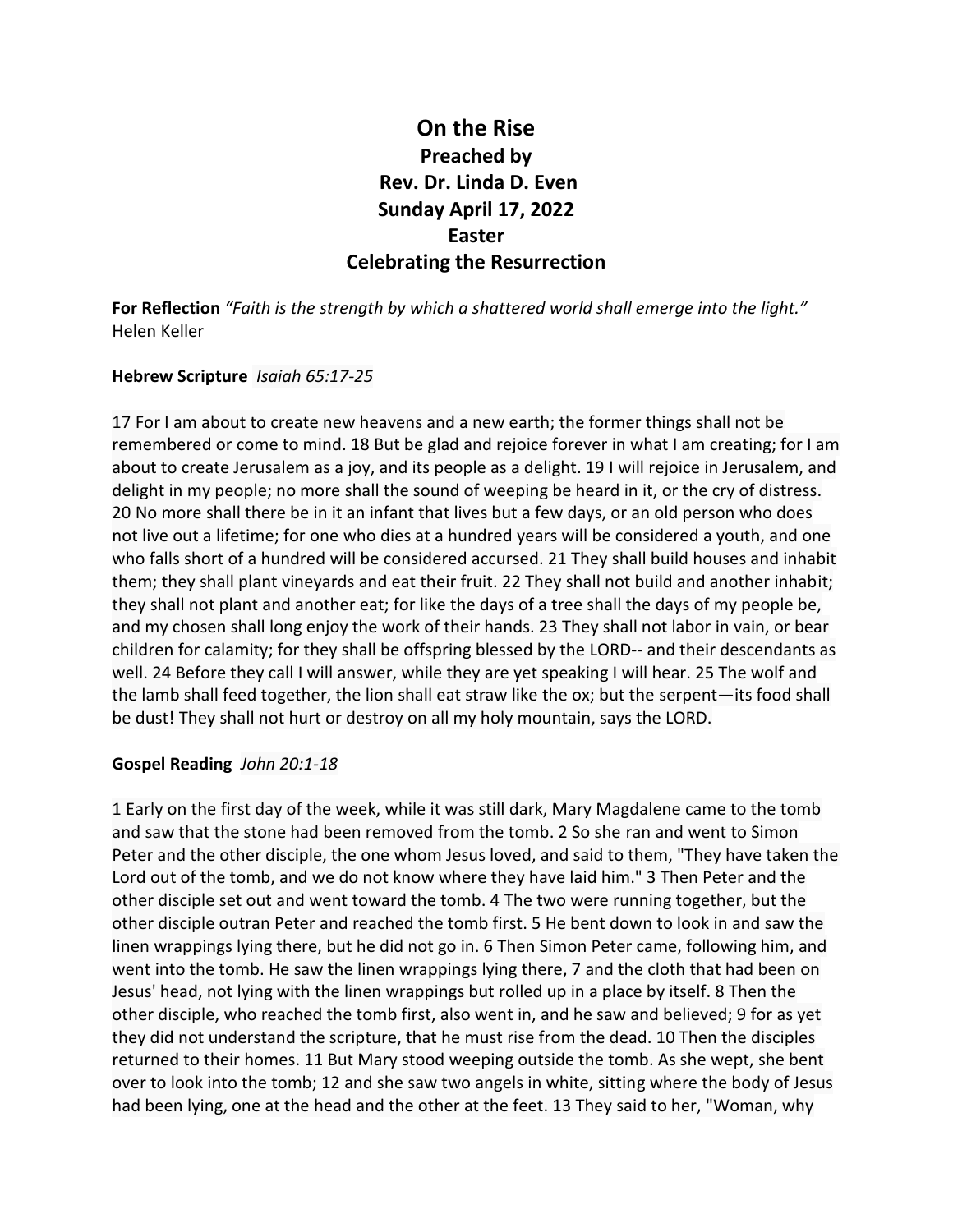# On the Rise

## Preached by
## Rev. Dr. Linda D. Even
## Sunday April 17, 2022
## Easter
## Celebrating the Resurrection

**For Reflection** *"Faith is the strength by which a shattered world shall emerge into the light."* Helen Keller

**Hebrew Scripture** *Isaiah 65:17-25*

17 For I am about to create new heavens and a new earth; the former things shall not be remembered or come to mind. 18 But be glad and rejoice forever in what I am creating; for I am about to create Jerusalem as a joy, and its people as a delight. 19 I will rejoice in Jerusalem, and delight in my people; no more shall the sound of weeping be heard in it, or the cry of distress. 20 No more shall there be in it an infant that lives but a few days, or an old person who does not live out a lifetime; for one who dies at a hundred years will be considered a youth, and one who falls short of a hundred will be considered accursed. 21 They shall build houses and inhabit them; they shall plant vineyards and eat their fruit. 22 They shall not build and another inhabit; they shall not plant and another eat; for like the days of a tree shall the days of my people be, and my chosen shall long enjoy the work of their hands. 23 They shall not labor in vain, or bear children for calamity; for they shall be offspring blessed by the LORD-- and their descendants as well. 24 Before they call I will answer, while they are yet speaking I will hear. 25 The wolf and the lamb shall feed together, the lion shall eat straw like the ox; but the serpent—its food shall be dust! They shall not hurt or destroy on all my holy mountain, says the LORD.

**Gospel Reading** *John 20:1-18*

1 Early on the first day of the week, while it was still dark, Mary Magdalene came to the tomb and saw that the stone had been removed from the tomb. 2 So she ran and went to Simon Peter and the other disciple, the one whom Jesus loved, and said to them, "They have taken the Lord out of the tomb, and we do not know where they have laid him." 3 Then Peter and the other disciple set out and went toward the tomb. 4 The two were running together, but the other disciple outran Peter and reached the tomb first. 5 He bent down to look in and saw the linen wrappings lying there, but he did not go in. 6 Then Simon Peter came, following him, and went into the tomb. He saw the linen wrappings lying there, 7 and the cloth that had been on Jesus' head, not lying with the linen wrappings but rolled up in a place by itself. 8 Then the other disciple, who reached the tomb first, also went in, and he saw and believed; 9 for as yet they did not understand the scripture, that he must rise from the dead. 10 Then the disciples returned to their homes. 11 But Mary stood weeping outside the tomb. As she wept, she bent over to look into the tomb; 12 and she saw two angels in white, sitting where the body of Jesus had been lying, one at the head and the other at the feet. 13 They said to her, "Woman, why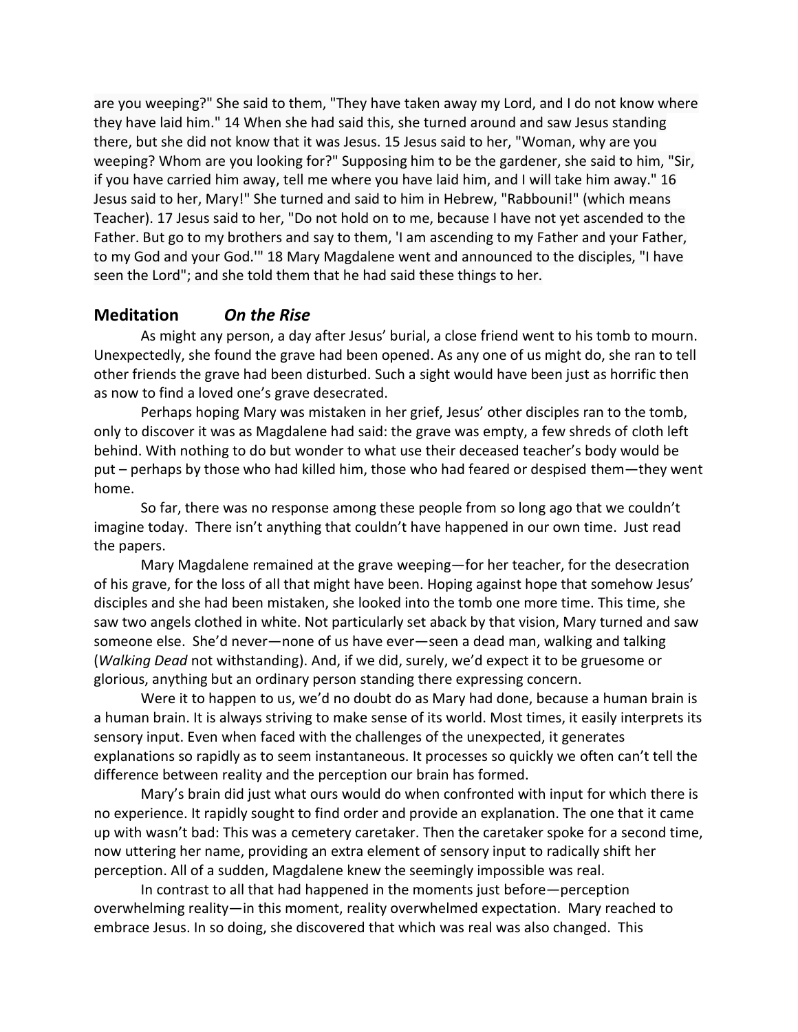are you weeping?" She said to them, "They have taken away my Lord, and I do not know where they have laid him." 14 When she had said this, she turned around and saw Jesus standing there, but she did not know that it was Jesus. 15 Jesus said to her, "Woman, why are you weeping? Whom are you looking for?" Supposing him to be the gardener, she said to him, "Sir, if you have carried him away, tell me where you have laid him, and I will take him away." 16 Jesus said to her, Mary!" She turned and said to him in Hebrew, "Rabbouni!" (which means Teacher). 17 Jesus said to her, "Do not hold on to me, because I have not yet ascended to the Father. But go to my brothers and say to them, 'I am ascending to my Father and your Father, to my God and your God.'" 18 Mary Magdalene went and announced to the disciples, "I have seen the Lord"; and she told them that he had said these things to her.

## Meditation *On the Rise*

As might any person, a day after Jesus' burial, a close friend went to his tomb to mourn. Unexpectedly, she found the grave had been opened. As any one of us might do, she ran to tell other friends the grave had been disturbed. Such a sight would have been just as horrific then as now to find a loved one's grave desecrated.

Perhaps hoping Mary was mistaken in her grief, Jesus' other disciples ran to the tomb, only to discover it was as Magdalene had said: the grave was empty, a few shreds of cloth left behind. With nothing to do but wonder to what use their deceased teacher's body would be put – perhaps by those who had killed him, those who had feared or despised them—they went home.

So far, there was no response among these people from so long ago that we couldn't imagine today. There isn't anything that couldn't have happened in our own time. Just read the papers.

Mary Magdalene remained at the grave weeping—for her teacher, for the desecration of his grave, for the loss of all that might have been. Hoping against hope that somehow Jesus' disciples and she had been mistaken, she looked into the tomb one more time. This time, she saw two angels clothed in white. Not particularly set aback by that vision, Mary turned and saw someone else. She'd never—none of us have ever—seen a dead man, walking and talking (*Walking Dead* not withstanding). And, if we did, surely, we'd expect it to be gruesome or glorious, anything but an ordinary person standing there expressing concern.

Were it to happen to us, we'd no doubt do as Mary had done, because a human brain is a human brain. It is always striving to make sense of its world. Most times, it easily interprets its sensory input. Even when faced with the challenges of the unexpected, it generates explanations so rapidly as to seem instantaneous. It processes so quickly we often can't tell the difference between reality and the perception our brain has formed.

Mary's brain did just what ours would do when confronted with input for which there is no experience. It rapidly sought to find order and provide an explanation. The one that it came up with wasn't bad: This was a cemetery caretaker. Then the caretaker spoke for a second time, now uttering her name, providing an extra element of sensory input to radically shift her perception. All of a sudden, Magdalene knew the seemingly impossible was real.

In contrast to all that had happened in the moments just before—perception overwhelming reality—in this moment, reality overwhelmed expectation. Mary reached to embrace Jesus. In so doing, she discovered that which was real was also changed. This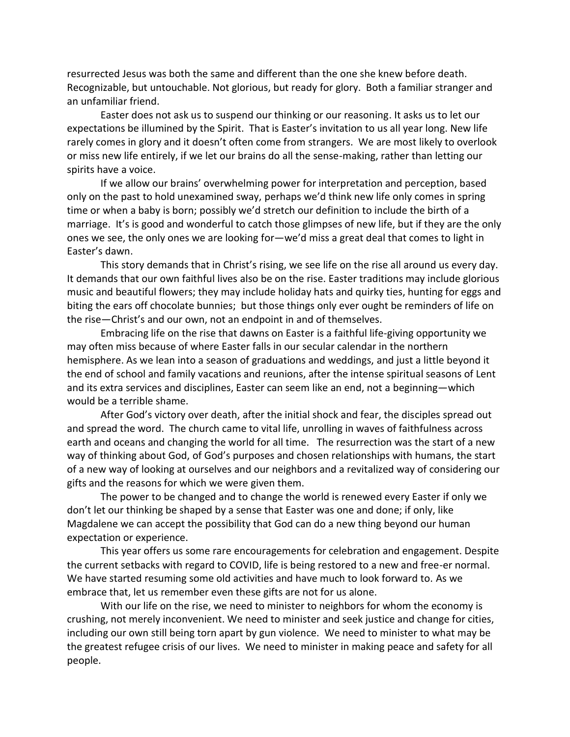resurrected Jesus was both the same and different than the one she knew before death. Recognizable, but untouchable. Not glorious, but ready for glory. Both a familiar stranger and an unfamiliar friend.

Easter does not ask us to suspend our thinking or our reasoning. It asks us to let our expectations be illumined by the Spirit. That is Easter's invitation to us all year long. New life rarely comes in glory and it doesn't often come from strangers. We are most likely to overlook or miss new life entirely, if we let our brains do all the sense-making, rather than letting our spirits have a voice.

If we allow our brains' overwhelming power for interpretation and perception, based only on the past to hold unexamined sway, perhaps we'd think new life only comes in spring time or when a baby is born; possibly we'd stretch our definition to include the birth of a marriage. It's is good and wonderful to catch those glimpses of new life, but if they are the only ones we see, the only ones we are looking for—we'd miss a great deal that comes to light in Easter's dawn.

This story demands that in Christ's rising, we see life on the rise all around us every day. It demands that our own faithful lives also be on the rise. Easter traditions may include glorious music and beautiful flowers; they may include holiday hats and quirky ties, hunting for eggs and biting the ears off chocolate bunnies; but those things only ever ought be reminders of life on the rise—Christ's and our own, not an endpoint in and of themselves.

Embracing life on the rise that dawns on Easter is a faithful life-giving opportunity we may often miss because of where Easter falls in our secular calendar in the northern hemisphere. As we lean into a season of graduations and weddings, and just a little beyond it the end of school and family vacations and reunions, after the intense spiritual seasons of Lent and its extra services and disciplines, Easter can seem like an end, not a beginning—which would be a terrible shame.

After God's victory over death, after the initial shock and fear, the disciples spread out and spread the word. The church came to vital life, unrolling in waves of faithfulness across earth and oceans and changing the world for all time. The resurrection was the start of a new way of thinking about God, of God's purposes and chosen relationships with humans, the start of a new way of looking at ourselves and our neighbors and a revitalized way of considering our gifts and the reasons for which we were given them.

The power to be changed and to change the world is renewed every Easter if only we don't let our thinking be shaped by a sense that Easter was one and done; if only, like Magdalene we can accept the possibility that God can do a new thing beyond our human expectation or experience.

This year offers us some rare encouragements for celebration and engagement. Despite the current setbacks with regard to COVID, life is being restored to a new and free-er normal. We have started resuming some old activities and have much to look forward to. As we embrace that, let us remember even these gifts are not for us alone.

With our life on the rise, we need to minister to neighbors for whom the economy is crushing, not merely inconvenient. We need to minister and seek justice and change for cities, including our own still being torn apart by gun violence. We need to minister to what may be the greatest refugee crisis of our lives. We need to minister in making peace and safety for all people.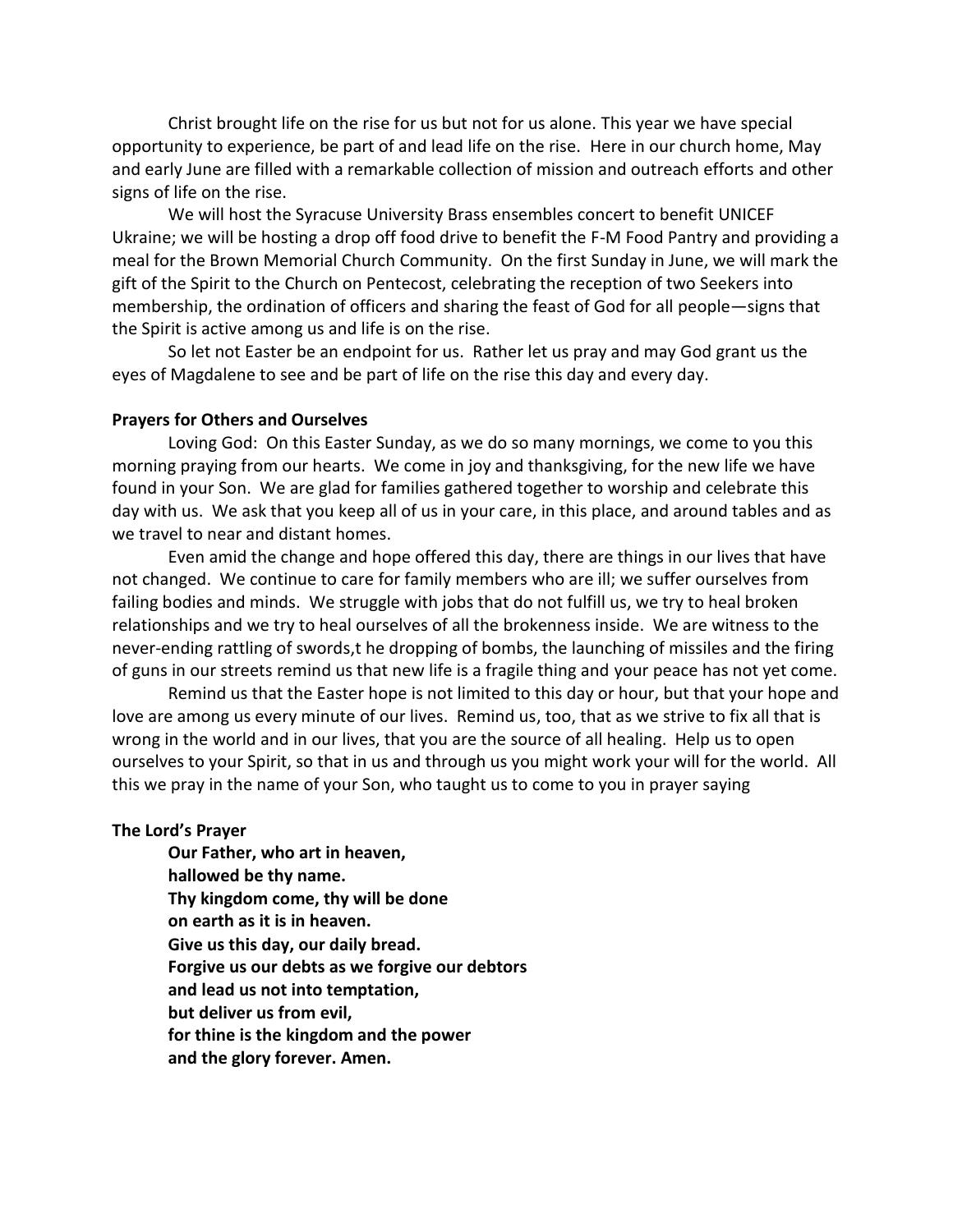Christ brought life on the rise for us but not for us alone. This year we have special opportunity to experience, be part of and lead life on the rise. Here in our church home, May and early June are filled with a remarkable collection of mission and outreach efforts and other signs of life on the rise.

We will host the Syracuse University Brass ensembles concert to benefit UNICEF Ukraine; we will be hosting a drop off food drive to benefit the F-M Food Pantry and providing a meal for the Brown Memorial Church Community. On the first Sunday in June, we will mark the gift of the Spirit to the Church on Pentecost, celebrating the reception of two Seekers into membership, the ordination of officers and sharing the feast of God for all people—signs that the Spirit is active among us and life is on the rise.

So let not Easter be an endpoint for us. Rather let us pray and may God grant us the eyes of Magdalene to see and be part of life on the rise this day and every day.

**Prayers for Others and Ourselves**

Loving God: On this Easter Sunday, as we do so many mornings, we come to you this morning praying from our hearts. We come in joy and thanksgiving, for the new life we have found in your Son. We are glad for families gathered together to worship and celebrate this day with us. We ask that you keep all of us in your care, in this place, and around tables and as we travel to near and distant homes.

Even amid the change and hope offered this day, there are things in our lives that have not changed. We continue to care for family members who are ill; we suffer ourselves from failing bodies and minds. We struggle with jobs that do not fulfill us, we try to heal broken relationships and we try to heal ourselves of all the brokenness inside. We are witness to the never-ending rattling of swords,t he dropping of bombs, the launching of missiles and the firing of guns in our streets remind us that new life is a fragile thing and your peace has not yet come.

Remind us that the Easter hope is not limited to this day or hour, but that your hope and love are among us every minute of our lives. Remind us, too, that as we strive to fix all that is wrong in the world and in our lives, that you are the source of all healing. Help us to open ourselves to your Spirit, so that in us and through us you might work your will for the world. All this we pray in the name of your Son, who taught us to come to you in prayer saying

**The Lord's Prayer**

**Our Father, who art in heaven,**
**hallowed be thy name.**
**Thy kingdom come, thy will be done**
**on earth as it is in heaven.**
**Give us this day, our daily bread.**
**Forgive us our debts as we forgive our debtors**
**and lead us not into temptation,**
**but deliver us from evil,**
**for thine is the kingdom and the power**
**and the glory forever. Amen.**